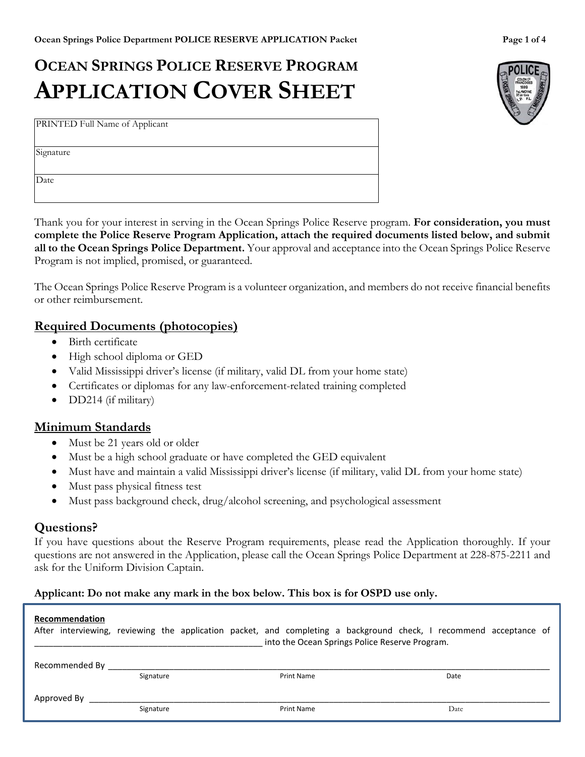# OCEAN SPRINGS POLICE RESERVE PROGRAM
# APPLICATION COVER SHEET

| PRINTED Full Name of Applicant |
| --- |
| Signature |
| Date |

Thank you for your interest in serving in the Ocean Springs Police Reserve program. **For consideration, you must complete the Police Reserve Program Application, attach the required documents listed below, and submit all to the Ocean Springs Police Department.** Your approval and acceptance into the Ocean Springs Police Reserve Program is not implied, promised, or guaranteed.

The Ocean Springs Police Reserve Program is a volunteer organization, and members do not receive financial benefits or other reimbursement.

## Required Documents (photocopies)

- Birth certificate
- High school diploma or GED
- Valid Mississippi driver's license (if military, valid DL from your home state)
- Certificates or diplomas for any law-enforcement-related training completed
- DD214 (if military)

## Minimum Standards

- Must be 21 years old or older
- Must be a high school graduate or have completed the GED equivalent
- Must have and maintain a valid Mississippi driver's license (if military, valid DL from your home state)
- Must pass physical fitness test
- Must pass background check, drug/alcohol screening, and psychological assessment

## Questions?

If you have questions about the Reserve Program requirements, please read the Application thoroughly. If your questions are not answered in the Application, please call the Ocean Springs Police Department at 228-875-2211 and ask for the Uniform Division Captain.

**Applicant: Do not make any mark in the box below. This box is for OSPD use only.**

**Recommendation**

After interviewing, reviewing the application packet, and completing a background check, I recommend acceptance of _______________________________________________ into the Ocean Springs Police Reserve Program.

Recommended By ___________________________________________________________________________

Signature Print Name Date

Approved By ______________________________________________________________________________

Signature Print Name Date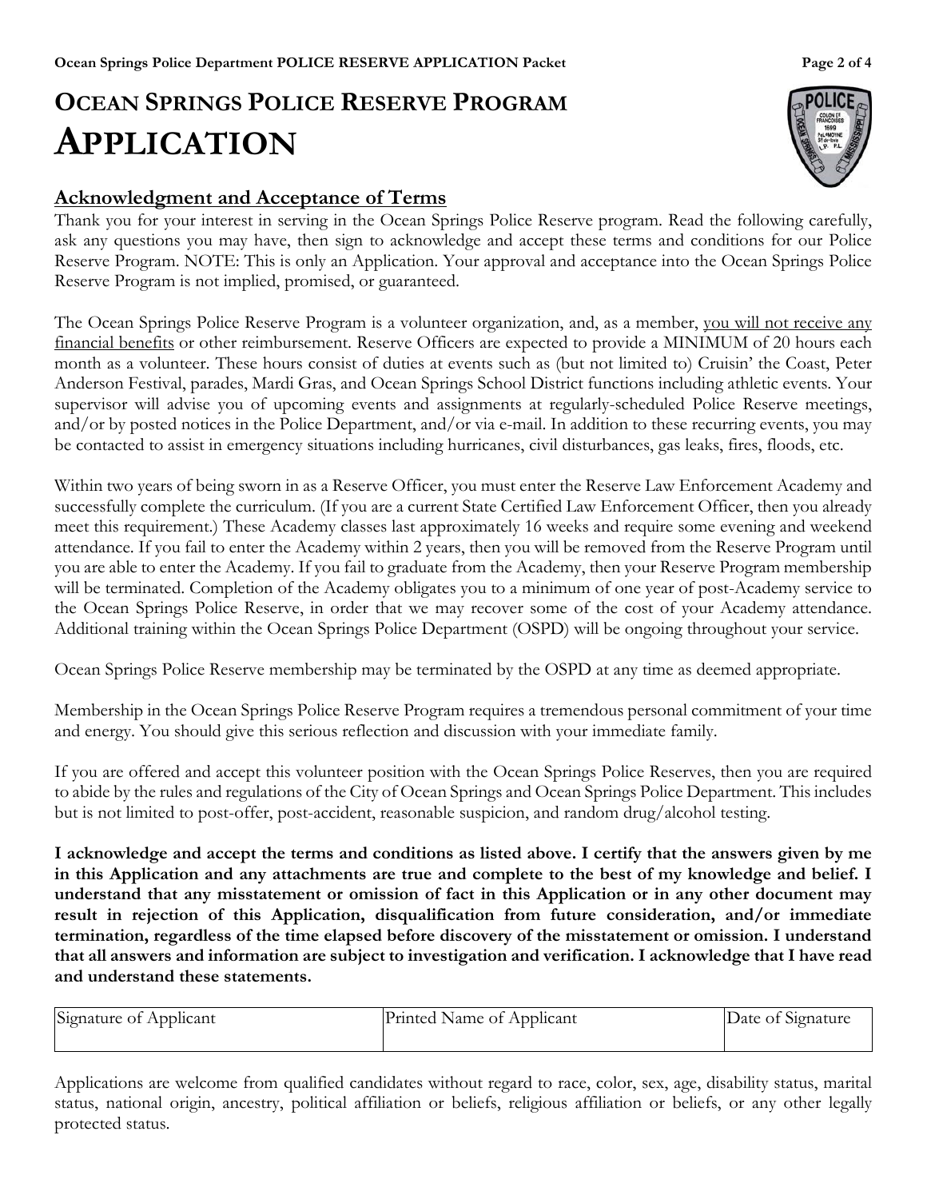# OCEAN SPRINGS POLICE RESERVE PROGRAM
# APPLICATION

## Acknowledgment and Acceptance of Terms

Thank you for your interest in serving in the Ocean Springs Police Reserve program. Read the following carefully, ask any questions you may have, then sign to acknowledge and accept these terms and conditions for our Police Reserve Program. NOTE: This is only an Application. Your approval and acceptance into the Ocean Springs Police Reserve Program is not implied, promised, or guaranteed.

The Ocean Springs Police Reserve Program is a volunteer organization, and, as a member, you will not receive any financial benefits or other reimbursement. Reserve Officers are expected to provide a MINIMUM of 20 hours each month as a volunteer. These hours consist of duties at events such as (but not limited to) Cruisin' the Coast, Peter Anderson Festival, parades, Mardi Gras, and Ocean Springs School District functions including athletic events. Your supervisor will advise you of upcoming events and assignments at regularly-scheduled Police Reserve meetings, and/or by posted notices in the Police Department, and/or via e-mail. In addition to these recurring events, you may be contacted to assist in emergency situations including hurricanes, civil disturbances, gas leaks, fires, floods, etc.

Within two years of being sworn in as a Reserve Officer, you must enter the Reserve Law Enforcement Academy and successfully complete the curriculum. (If you are a current State Certified Law Enforcement Officer, then you already meet this requirement.) These Academy classes last approximately 16 weeks and require some evening and weekend attendance. If you fail to enter the Academy within 2 years, then you will be removed from the Reserve Program until you are able to enter the Academy. If you fail to graduate from the Academy, then your Reserve Program membership will be terminated. Completion of the Academy obligates you to a minimum of one year of post-Academy service to the Ocean Springs Police Reserve, in order that we may recover some of the cost of your Academy attendance. Additional training within the Ocean Springs Police Department (OSPD) will be ongoing throughout your service.

Ocean Springs Police Reserve membership may be terminated by the OSPD at any time as deemed appropriate.

Membership in the Ocean Springs Police Reserve Program requires a tremendous personal commitment of your time and energy. You should give this serious reflection and discussion with your immediate family.

If you are offered and accept this volunteer position with the Ocean Springs Police Reserves, then you are required to abide by the rules and regulations of the City of Ocean Springs and Ocean Springs Police Department. This includes but is not limited to post-offer, post-accident, reasonable suspicion, and random drug/alcohol testing.

**I acknowledge and accept the terms and conditions as listed above. I certify that the answers given by me in this Application and any attachments are true and complete to the best of my knowledge and belief. I understand that any misstatement or omission of fact in this Application or in any other document may result in rejection of this Application, disqualification from future consideration, and/or immediate termination, regardless of the time elapsed before discovery of the misstatement or omission. I understand that all answers and information are subject to investigation and verification. I acknowledge that I have read and understand these statements.**

| Signature of Applicant | Printed Name of Applicant | Date of Signature |
|---|---|---|
| | | |

Applications are welcome from qualified candidates without regard to race, color, sex, age, disability status, marital status, national origin, ancestry, political affiliation or beliefs, religious affiliation or beliefs, or any other legally protected status.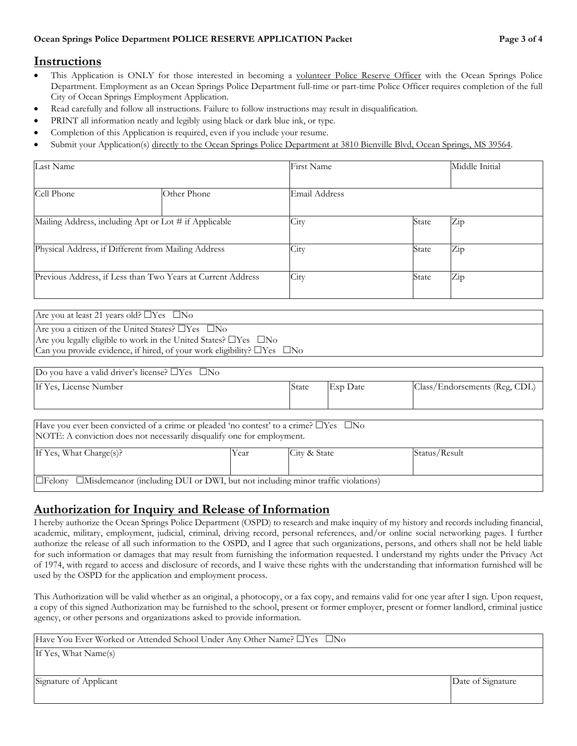## Instructions

- This Application is ONLY for those interested in becoming a volunteer Police Reserve Officer with the Ocean Springs Police Department. Employment as an Ocean Springs Police Department full-time or part-time Police Officer requires completion of the full City of Ocean Springs Employment Application.
- Read carefully and follow all instructions. Failure to follow instructions may result in disqualification.
- PRINT all information neatly and legibly using black or dark blue ink, or type.
- Completion of this Application is required, even if you include your resume.
- Submit your Application(s) directly to the Ocean Springs Police Department at 3810 Bienville Blvd, Ocean Springs, MS 39564.

| Last Name | | First Name | | Middle Initial |
|---|---|---|---|---|
| Cell Phone | Other Phone | Email Address | | |
| Mailing Address, including Apt or Lot # if Applicable | | City | State | Zip |
| Physical Address, if Different from Mailing Address | | City | State | Zip |
| Previous Address, if Less than Two Years at Current Address | | City | State | Zip |

| Are you at least 21 years old? ☐Yes ☐No |
|---|
| Are you a citizen of the United States? ☐Yes ☐No |
| Are you legally eligible to work in the United States? ☐Yes ☐No |
| Can you provide evidence, if hired, of your work eligibility? ☐Yes ☐No |

| Do you have a valid driver's license? ☐Yes ☐No | | | |
|---|---|---|---|
| If Yes, License Number | State | Exp Date | Class/Endorsements (Reg, CDL) |

| Have you ever been convicted of a crime or pleaded 'no contest' to a crime? ☐Yes ☐No<br>NOTE: A conviction does not necessarily disqualify one for employment. | | | |
|---|---|---|---|
| If Yes, What Charge(s)? | Year | City & State | Status/Result |
| ☐Felony ☐Misdemeanor (including DUI or DWI, but not including minor traffic violations) | | | |

## Authorization for Inquiry and Release of Information

I hereby authorize the Ocean Springs Police Department (OSPD) to research and make inquiry of my history and records including financial, academic, military, employment, judicial, criminal, driving record, personal references, and/or online social networking pages. I further authorize the release of all such information to the OSPD, and I agree that such organizations, persons, and others shall not be held liable for such information or damages that may result from furnishing the information requested. I understand my rights under the Privacy Act of 1974, with regard to access and disclosure of records, and I waive these rights with the understanding that information furnished will be used by the OSPD for the application and employment process.

This Authorization will be valid whether as an original, a photocopy, or a fax copy, and remains valid for one year after I sign. Upon request, a copy of this signed Authorization may be furnished to the school, present or former employer, present or former landlord, criminal justice agency, or other persons and organizations asked to provide information.

| Have You Ever Worked or Attended School Under Any Other Name? ☐Yes ☐No | |
|---|---|
| If Yes, What Name(s) | |
| Signature of Applicant | Date of Signature |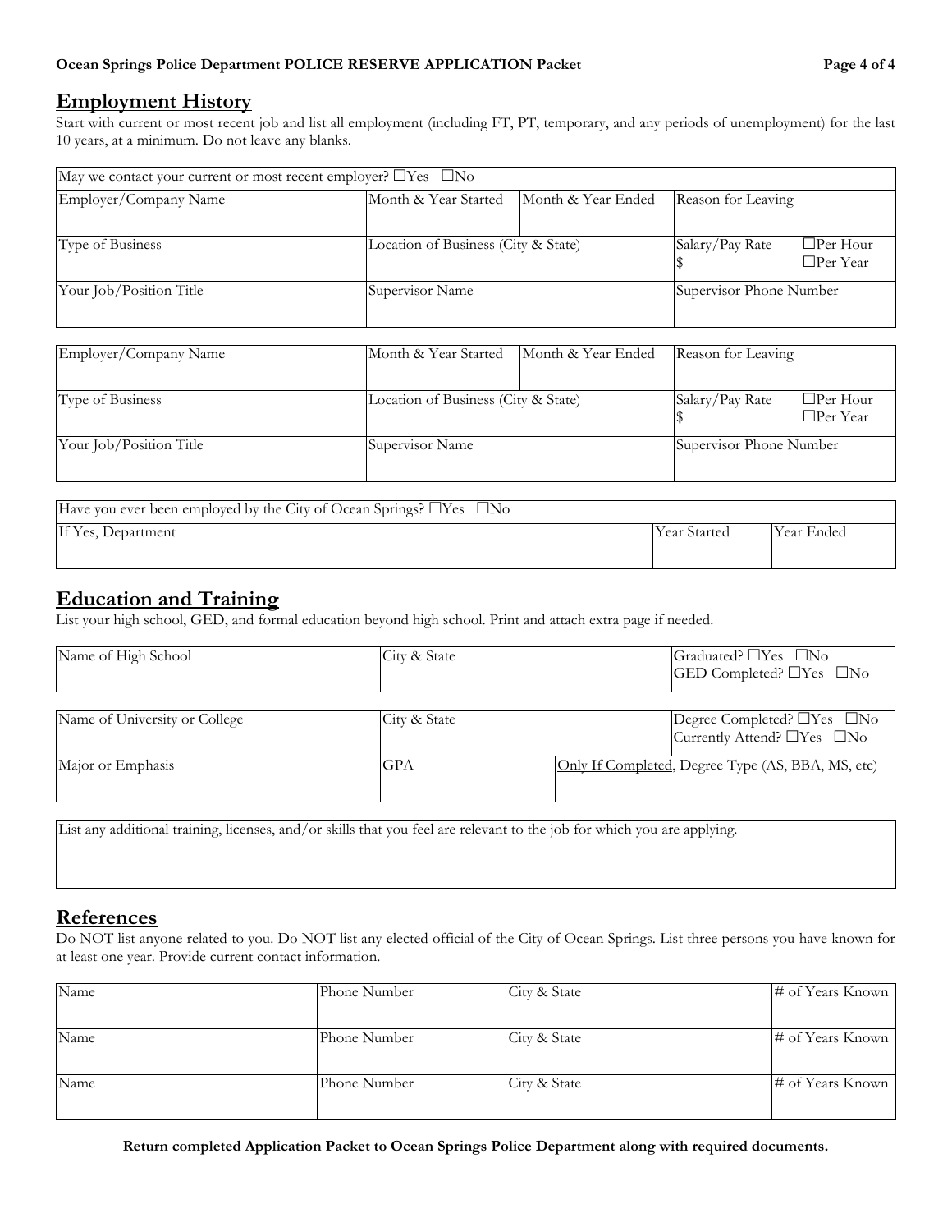## Employment History

Start with current or most recent job and list all employment (including FT, PT, temporary, and any periods of unemployment) for the last 10 years, at a minimum. Do not leave any blanks.

| May we contact your current or most recent employer? ☐Yes ☐No | | | |
|---|---|---|---|
| Employer/Company Name | Month & Year Started | Month & Year Ended | Reason for Leaving |
| Type of Business | Location of Business (City & State) | | Salary/Pay Rate $ ☐Per Hour ☐Per Year |
| Your Job/Position Title | Supervisor Name | | Supervisor Phone Number |

| | | | |
|---|---|---|---|
| Employer/Company Name | Month & Year Started | Month & Year Ended | Reason for Leaving |
| Type of Business | Location of Business (City & State) | | Salary/Pay Rate $ ☐Per Hour ☐Per Year |
| Your Job/Position Title | Supervisor Name | | Supervisor Phone Number |

| Have you ever been employed by the City of Ocean Springs? ☐Yes ☐No | | |
|---|---|---|
| If Yes, Department | Year Started | Year Ended |

## Education and Training

List your high school, GED, and formal education beyond high school. Print and attach extra page if needed.

| | | |
|---|---|---|
| Name of High School | City & State | Graduated? ☐Yes ☐No<br>GED Completed? ☐Yes ☐No |

| | | |
|---|---|---|
| Name of University or College | City & State | Degree Completed? ☐Yes ☐No<br>Currently Attend? ☐Yes ☐No |
| Major or Emphasis | GPA | Only If Completed, Degree Type (AS, BBA, MS, etc) |

| |
|---|
| List any additional training, licenses, and/or skills that you feel are relevant to the job for which you are applying. |

## References

Do NOT list anyone related to you. Do NOT list any elected official of the City of Ocean Springs. List three persons you have known for at least one year. Provide current contact information.

| | | | |
|---|---|---|---|
| Name | Phone Number | City & State | # of Years Known |
| Name | Phone Number | City & State | # of Years Known |
| Name | Phone Number | City & State | # of Years Known |

**Return completed Application Packet to Ocean Springs Police Department along with required documents.**